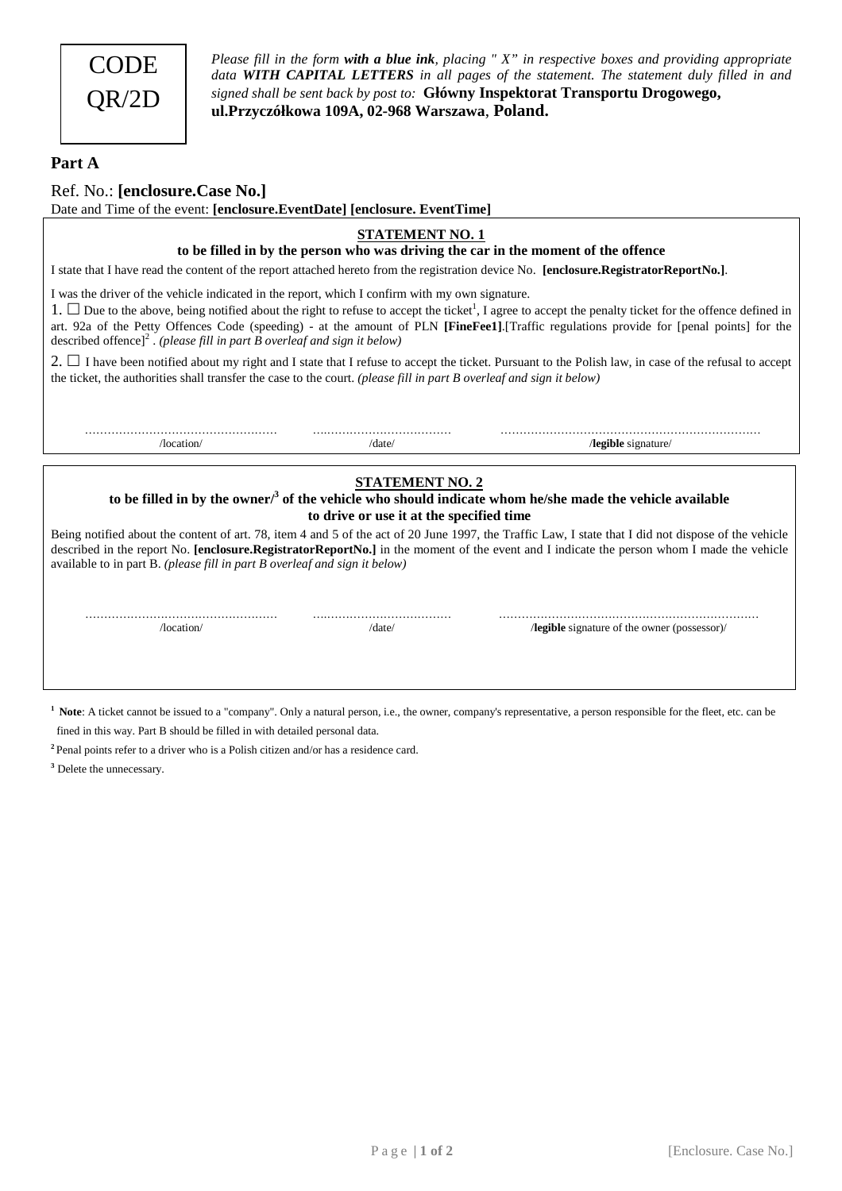CODE QR/2D

*Please fill in the form **with a blue ink**, placing " X" in respective boxes and providing appropriate data **WITH CAPITAL LETTERS** in all pages of the statement. The statement duly filled in and signed shall be sent back by post to:* **Główny Inspektorat Transportu Drogowego, ul.Przyczółkowa 109A, 02-968 Warszawa**, **Poland.**

## Part A

Ref. No.: **[enclosure.Case No.]**

Date and Time of the event: **[enclosure.EventDate] [enclosure. EventTime]**

### STATEMENT NO. 1

**to be filled in by the person who was driving the car in the moment of the offence**

I state that I have read the content of the report attached hereto from the registration device No. **[enclosure.RegistratorReportNo.]**.

I was the driver of the vehicle indicated in the report, which I confirm with my own signature.

1. ☐ Due to the above, being notified about the right to refuse to accept the ticket[1], I agree to accept the penalty ticket for the offence defined in art. 92a of the Petty Offences Code (speeding) - at the amount of PLN **[FineFee1]**.[Traffic regulations provide for [penal points] for the described offence][2] . *(please fill in part B overleaf and sign it below)*

2. ☐ I have been notified about my right and I state that I refuse to accept the ticket. Pursuant to the Polish law, in case of the refusal to accept the ticket, the authorities shall transfer the case to the court. *(please fill in part B overleaf and sign it below)*

| ………………………………………… | ………………………… | …………………………………………………… |
|---|---|---|
| /location/ | /date/ | /**legible** signature/ |

### STATEMENT NO. 2

**to be filled in by the owner/[3] of the vehicle who should indicate whom he/she made the vehicle available to drive or use it at the specified time**

Being notified about the content of art. 78, item 4 and 5 of the act of 20 June 1997, the Traffic Law, I state that I did not dispose of the vehicle described in the report No. **[enclosure.RegistratorReportNo.]** in the moment of the event and I indicate the person whom I made the vehicle available to in part B. *(please fill in part B overleaf and sign it below)*

| ………………………………………… | ………………………… | …………………………………………………… |
|---|---|---|
| /location/ | /date/ | /**legible** signature of the owner (possessor)/ |

[1] **Note**: A ticket cannot be issued to a "company". Only a natural person, i.e., the owner, company's representative, a person responsible for the fleet, etc. can be fined in this way. Part B should be filled in with detailed personal data.

[2] Penal points refer to a driver who is a Polish citizen and/or has a residence card.

[3] Delete the unnecessary.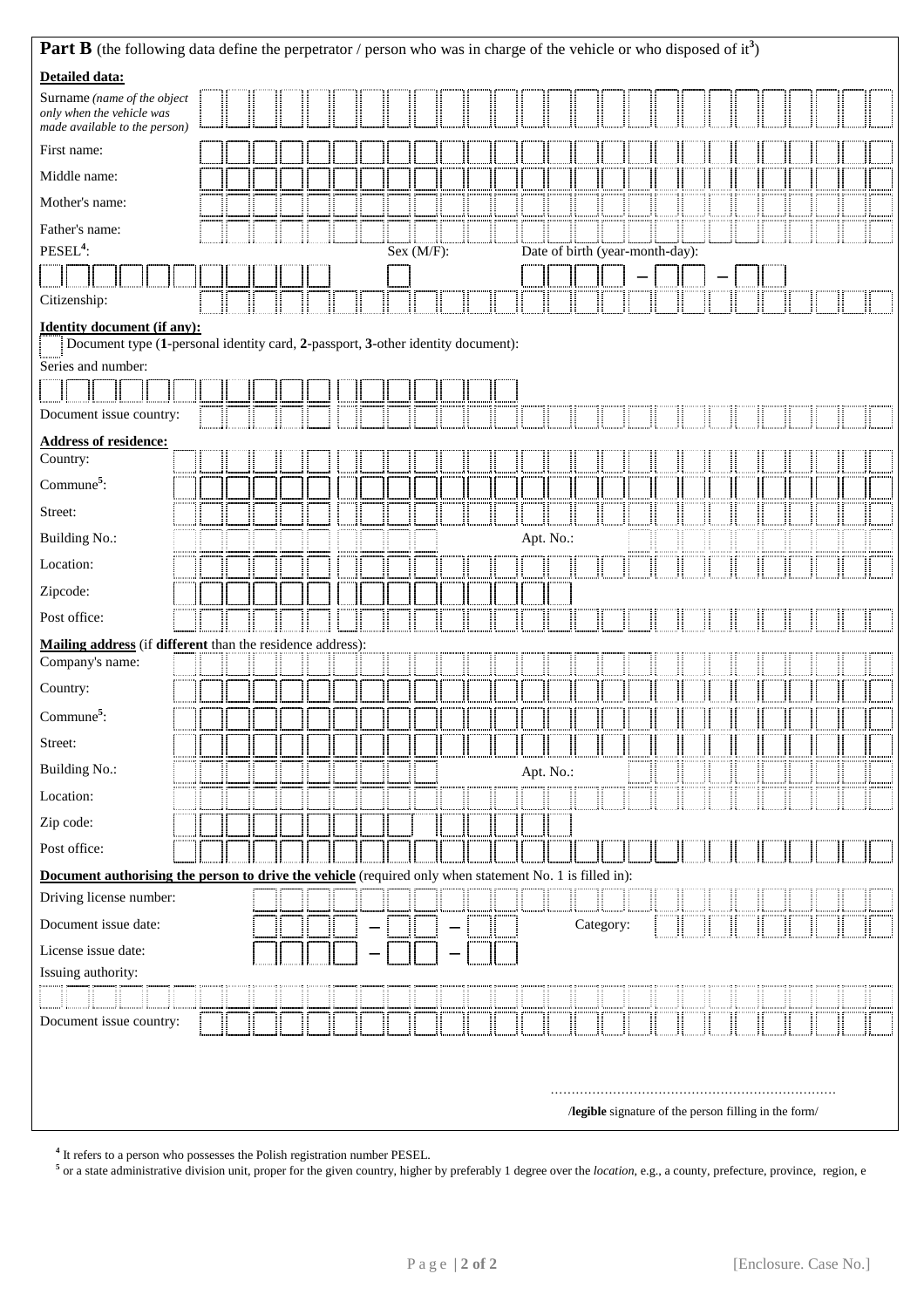**Part B** (the following data define the perpetrator / person who was in charge of the vehicle or who disposed of it[3])

**Detailed data:**

Surname *(name of the object only when the vehicle was made available to the person)*

First name:

Middle name:

Mother's name:

Father's name:

PESEL[4]: Sex (M/F): Date of birth (year-month-day): – –

Citizenship:

**Identity document (if any):**

Document type (**1**-personal identity card, **2**-passport, **3**-other identity document):

Series and number:

Document issue country:

**Address of residence:**

Country:

Commune[5]:

Street:

Building No.: Apt. No.:

Location:

Zipcode:

Post office:

**Mailing address** (if **different** than the residence address):

Company's name:

Country:

Commune[5]:

Street:

Building No.: Apt. No.:

Location:

Zip code:

Post office:

**Document authorising the person to drive the vehicle** (required only when statement No. 1 is filled in):

Driving license number:

Document issue date: – – Category:

License issue date: – –

Issuing authority:

Document issue country:

…………………………………………………………

/**legible** signature of the person filling in the form/

[4] It refers to a person who possesses the Polish registration number PESEL.

[5] or a state administrative division unit, proper for the given country, higher by preferably 1 degree over the *location*, e.g., a county, prefecture, province, region, e

[Enclosure. Case No.]